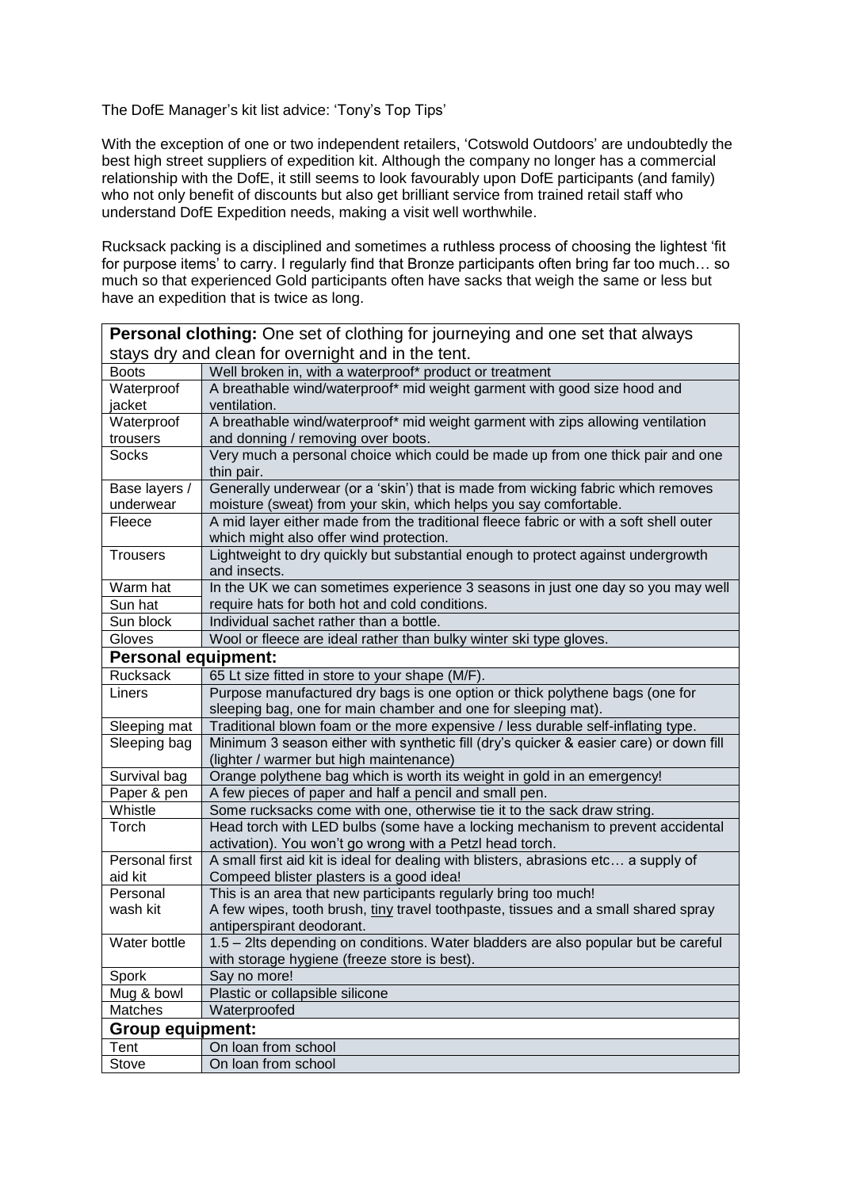The DofE Manager's kit list advice: 'Tony's Top Tips'

With the exception of one or two independent retailers, 'Cotswold Outdoors' are undoubtedly the best high street suppliers of expedition kit. Although the company no longer has a commercial relationship with the DofE, it still seems to look favourably upon DofE participants (and family) who not only benefit of discounts but also get brilliant service from trained retail staff who understand DofE Expedition needs, making a visit well worthwhile.

Rucksack packing is a disciplined and sometimes a ruthless process of choosing the lightest 'fit for purpose items' to carry. I regularly find that Bronze participants often bring far too much… so much so that experienced Gold participants often have sacks that weigh the same or less but have an expedition that is twice as long.

| **Personal clothing:** One set of clothing for journeying and one set that always stays dry and clean for overnight and in the tent. | |
|---|---|
| Boots | Well broken in, with a waterproof* product or treatment |
| Waterproof jacket | A breathable wind/waterproof* mid weight garment with good size hood and ventilation. |
| Waterproof trousers | A breathable wind/waterproof* mid weight garment with zips allowing ventilation and donning / removing over boots. |
| Socks | Very much a personal choice which could be made up from one thick pair and one thin pair. |
| Base layers / underwear | Generally underwear (or a 'skin') that is made from wicking fabric which removes moisture (sweat) from your skin, which helps you say comfortable. |
| Fleece | A mid layer either made from the traditional fleece fabric or with a soft shell outer which might also offer wind protection. |
| Trousers | Lightweight to dry quickly but substantial enough to protect against undergrowth and insects. |
| Warm hat | In the UK we can sometimes experience 3 seasons in just one day so you may well require hats for both hot and cold conditions. |
| Sun hat | |
| Sun block | Individual sachet rather than a bottle. |
| Gloves | Wool or fleece are ideal rather than bulky winter ski type gloves. |
| **Personal equipment:** | |
| Rucksack | 65 Lt size fitted in store to your shape (M/F). |
| Liners | Purpose manufactured dry bags is one option or thick polythene bags (one for sleeping bag, one for main chamber and one for sleeping mat). |
| Sleeping mat | Traditional blown foam or the more expensive / less durable self-inflating type. |
| Sleeping bag | Minimum 3 season either with synthetic fill (dry's quicker & easier care) or down fill (lighter / warmer but high maintenance) |
| Survival bag | Orange polythene bag which is worth its weight in gold in an emergency! |
| Paper & pen | A few pieces of paper and half a pencil and small pen. |
| Whistle | Some rucksacks come with one, otherwise tie it to the sack draw string. |
| Torch | Head torch with LED bulbs (some have a locking mechanism to prevent accidental activation). You won't go wrong with a Petzl head torch. |
| Personal first aid kit | A small first aid kit is ideal for dealing with blisters, abrasions etc… a supply of Compeed blister plasters is a good idea! |
| Personal wash kit | This is an area that new participants regularly bring too much! A few wipes, tooth brush, <u>tiny</u> travel toothpaste, tissues and a small shared spray antiperspirant deodorant. |
| Water bottle | 1.5 – 2lts depending on conditions. Water bladders are also popular but be careful with storage hygiene (freeze store is best). |
| Spork | Say no more! |
| Mug & bowl | Plastic or collapsible silicone |
| Matches | Waterproofed |
| **Group equipment:** | |
| Tent | On loan from school |
| Stove | On loan from school |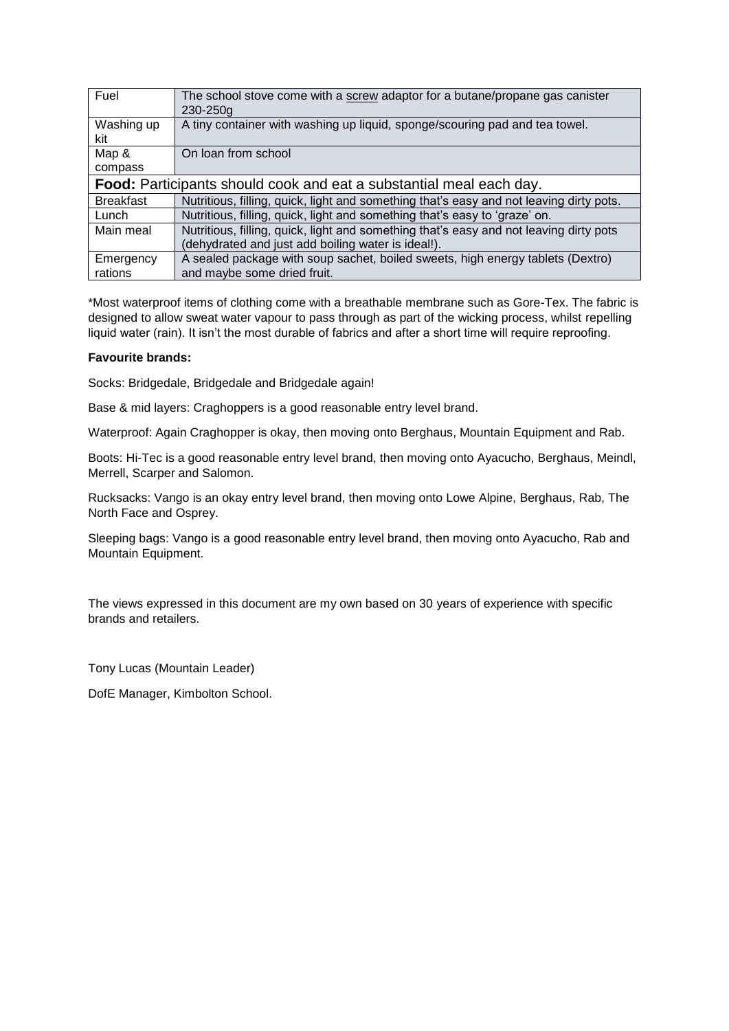| | |
|---|---|
| Fuel | The school stove come with a screw adaptor for a butane/propane gas canister 230-250g |
| Washing up kit | A tiny container with washing up liquid, sponge/scouring pad and tea towel. |
| Map & compass | On loan from school |
| **Food:** Participants should cook and eat a substantial meal each day. | |
| Breakfast | Nutritious, filling, quick, light and something that's easy and not leaving dirty pots. |
| Lunch | Nutritious, filling, quick, light and something that's easy to 'graze' on. |
| Main meal | Nutritious, filling, quick, light and something that's easy and not leaving dirty pots (dehydrated and just add boiling water is ideal!). |
| Emergency rations | A sealed package with soup sachet, boiled sweets, high energy tablets (Dextro) and maybe some dried fruit. |

*Most waterproof items of clothing come with a breathable membrane such as Gore-Tex. The fabric is designed to allow sweat water vapour to pass through as part of the wicking process, whilst repelling liquid water (rain). It isn't the most durable of fabrics and after a short time will require reproofing.

**Favourite brands:**

Socks: Bridgedale, Bridgedale and Bridgedale again!

Base & mid layers: Craghoppers is a good reasonable entry level brand.

Waterproof: Again Craghopper is okay, then moving onto Berghaus, Mountain Equipment and Rab.

Boots: Hi-Tec is a good reasonable entry level brand, then moving onto Ayacucho, Berghaus, Meindl, Merrell, Scarper and Salomon.

Rucksacks: Vango is an okay entry level brand, then moving onto Lowe Alpine, Berghaus, Rab, The North Face and Osprey.

Sleeping bags: Vango is a good reasonable entry level brand, then moving onto Ayacucho, Rab and Mountain Equipment.

The views expressed in this document are my own based on 30 years of experience with specific brands and retailers.

Tony Lucas (Mountain Leader)

DofE Manager, Kimbolton School.